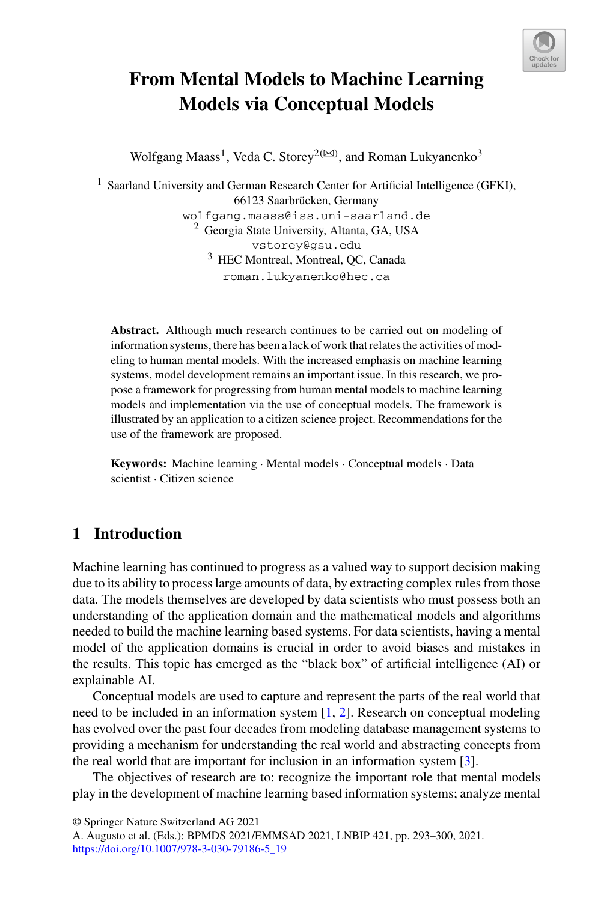# From Mental Models to Machine Learning Models via Conceptual Models

Wolfgang Maass[1], Veda C. Storey[2(✉)], and Roman Lukyanenko[3]

[1] Saarland University and German Research Center for Artificial Intelligence (GFKI), 66123 Saarbrücken, Germany
wolfgang.maass@iss.uni-saarland.de

[2] Georgia State University, Altanta, GA, USA
vstorey@gsu.edu

[3] HEC Montreal, Montreal, QC, Canada
roman.lukyanenko@hec.ca

**Abstract.** Although much research continues to be carried out on modeling of information systems, there has been a lack of work that relates the activities of modeling to human mental models. With the increased emphasis on machine learning systems, model development remains an important issue. In this research, we propose a framework for progressing from human mental models to machine learning models and implementation via the use of conceptual models. The framework is illustrated by an application to a citizen science project. Recommendations for the use of the framework are proposed.

**Keywords:** Machine learning · Mental models · Conceptual models · Data scientist · Citizen science

## 1 Introduction

Machine learning has continued to progress as a valued way to support decision making due to its ability to process large amounts of data, by extracting complex rules from those data. The models themselves are developed by data scientists who must possess both an understanding of the application domain and the mathematical models and algorithms needed to build the machine learning based systems. For data scientists, having a mental model of the application domains is crucial in order to avoid biases and mistakes in the results. This topic has emerged as the "black box" of artificial intelligence (AI) or explainable AI.

Conceptual models are used to capture and represent the parts of the real world that need to be included in an information system [1, 2]. Research on conceptual modeling has evolved over the past four decades from modeling database management systems to providing a mechanism for understanding the real world and abstracting concepts from the real world that are important for inclusion in an information system [3].

The objectives of research are to: recognize the important role that mental models play in the development of machine learning based information systems; analyze mental

© Springer Nature Switzerland AG 2021
A. Augusto et al. (Eds.): BPMDS 2021/EMMSAD 2021, LNBIP 421, pp. 293–300, 2021.
https://doi.org/10.1007/978-3-030-79186-5_19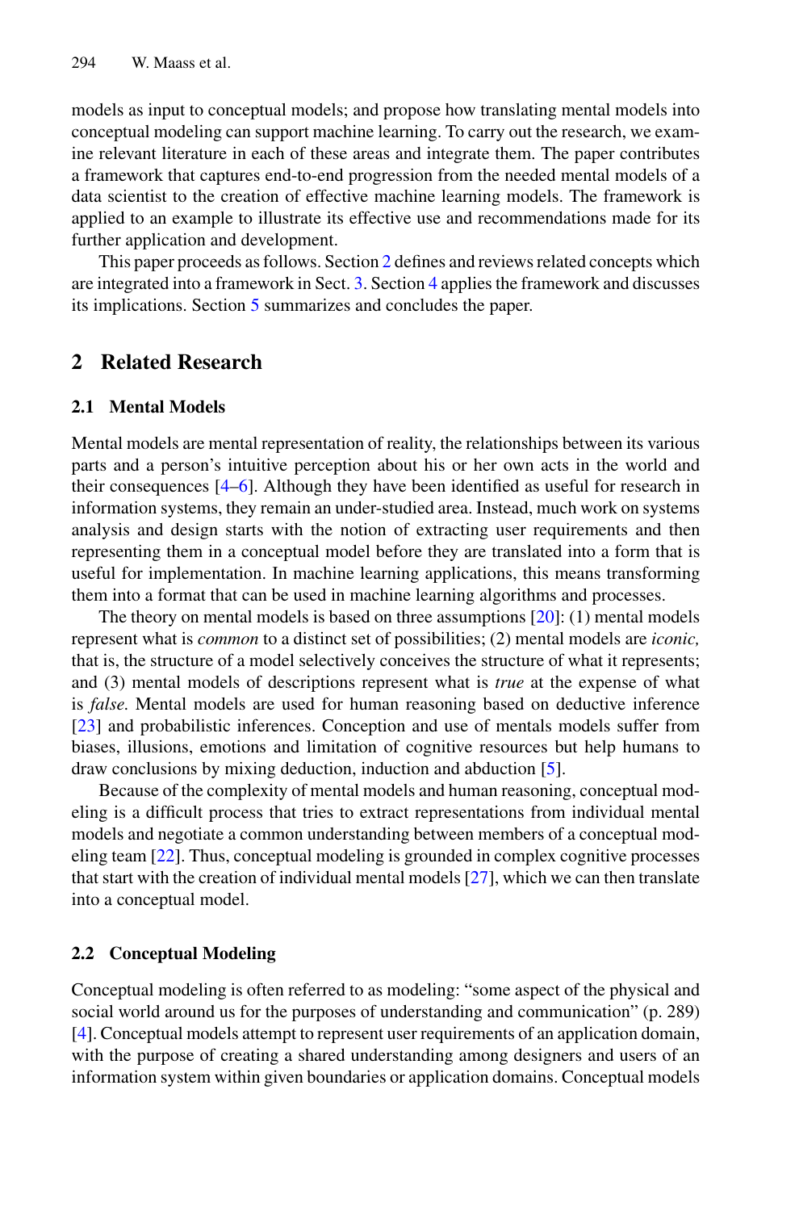models as input to conceptual models; and propose how translating mental models into conceptual modeling can support machine learning. To carry out the research, we examine relevant literature in each of these areas and integrate them. The paper contributes a framework that captures end-to-end progression from the needed mental models of a data scientist to the creation of effective machine learning models. The framework is applied to an example to illustrate its effective use and recommendations made for its further application and development.

This paper proceeds as follows. Section 2 defines and reviews related concepts which are integrated into a framework in Sect. 3. Section 4 applies the framework and discusses its implications. Section 5 summarizes and concludes the paper.

## 2 Related Research

### 2.1 Mental Models

Mental models are mental representation of reality, the relationships between its various parts and a person's intuitive perception about his or her own acts in the world and their consequences [4–6]. Although they have been identified as useful for research in information systems, they remain an under-studied area. Instead, much work on systems analysis and design starts with the notion of extracting user requirements and then representing them in a conceptual model before they are translated into a form that is useful for implementation. In machine learning applications, this means transforming them into a format that can be used in machine learning algorithms and processes.

The theory on mental models is based on three assumptions [20]: (1) mental models represent what is *common* to a distinct set of possibilities; (2) mental models are *iconic,* that is, the structure of a model selectively conceives the structure of what it represents; and (3) mental models of descriptions represent what is *true* at the expense of what is *false*. Mental models are used for human reasoning based on deductive inference [23] and probabilistic inferences. Conception and use of mentals models suffer from biases, illusions, emotions and limitation of cognitive resources but help humans to draw conclusions by mixing deduction, induction and abduction [5].

Because of the complexity of mental models and human reasoning, conceptual modeling is a difficult process that tries to extract representations from individual mental models and negotiate a common understanding between members of a conceptual modeling team [22]. Thus, conceptual modeling is grounded in complex cognitive processes that start with the creation of individual mental models [27], which we can then translate into a conceptual model.

### 2.2 Conceptual Modeling

Conceptual modeling is often referred to as modeling: "some aspect of the physical and social world around us for the purposes of understanding and communication" (p. 289) [4]. Conceptual models attempt to represent user requirements of an application domain, with the purpose of creating a shared understanding among designers and users of an information system within given boundaries or application domains. Conceptual models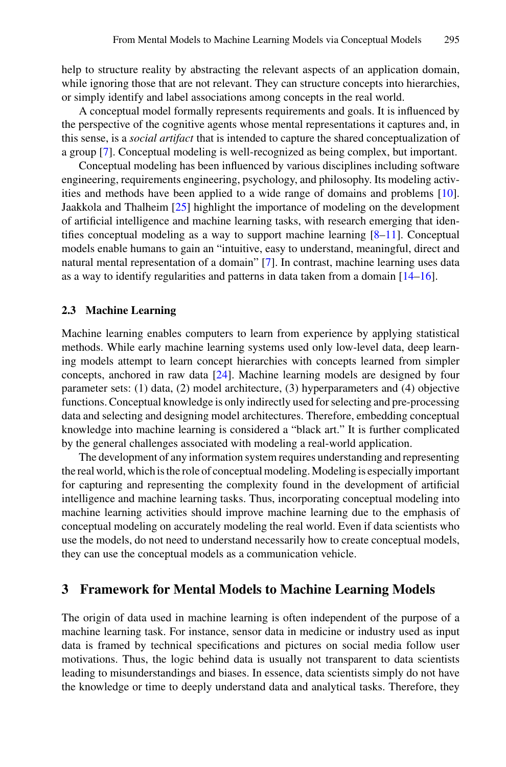help to structure reality by abstracting the relevant aspects of an application domain, while ignoring those that are not relevant. They can structure concepts into hierarchies, or simply identify and label associations among concepts in the real world.

A conceptual model formally represents requirements and goals. It is influenced by the perspective of the cognitive agents whose mental representations it captures and, in this sense, is a *social artifact* that is intended to capture the shared conceptualization of a group [7]. Conceptual modeling is well-recognized as being complex, but important.

Conceptual modeling has been influenced by various disciplines including software engineering, requirements engineering, psychology, and philosophy. Its modeling activities and methods have been applied to a wide range of domains and problems [10]. Jaakkola and Thalheim [25] highlight the importance of modeling on the development of artificial intelligence and machine learning tasks, with research emerging that identifies conceptual modeling as a way to support machine learning [8–11]. Conceptual models enable humans to gain an "intuitive, easy to understand, meaningful, direct and natural mental representation of a domain" [7]. In contrast, machine learning uses data as a way to identify regularities and patterns in data taken from a domain [14–16].

### 2.3 Machine Learning

Machine learning enables computers to learn from experience by applying statistical methods. While early machine learning systems used only low-level data, deep learning models attempt to learn concept hierarchies with concepts learned from simpler concepts, anchored in raw data [24]. Machine learning models are designed by four parameter sets: (1) data, (2) model architecture, (3) hyperparameters and (4) objective functions. Conceptual knowledge is only indirectly used for selecting and pre-processing data and selecting and designing model architectures. Therefore, embedding conceptual knowledge into machine learning is considered a "black art." It is further complicated by the general challenges associated with modeling a real-world application.

The development of any information system requires understanding and representing the real world, which is the role of conceptual modeling. Modeling is especially important for capturing and representing the complexity found in the development of artificial intelligence and machine learning tasks. Thus, incorporating conceptual modeling into machine learning activities should improve machine learning due to the emphasis of conceptual modeling on accurately modeling the real world. Even if data scientists who use the models, do not need to understand necessarily how to create conceptual models, they can use the conceptual models as a communication vehicle.

## 3 Framework for Mental Models to Machine Learning Models

The origin of data used in machine learning is often independent of the purpose of a machine learning task. For instance, sensor data in medicine or industry used as input data is framed by technical specifications and pictures on social media follow user motivations. Thus, the logic behind data is usually not transparent to data scientists leading to misunderstandings and biases. In essence, data scientists simply do not have the knowledge or time to deeply understand data and analytical tasks. Therefore, they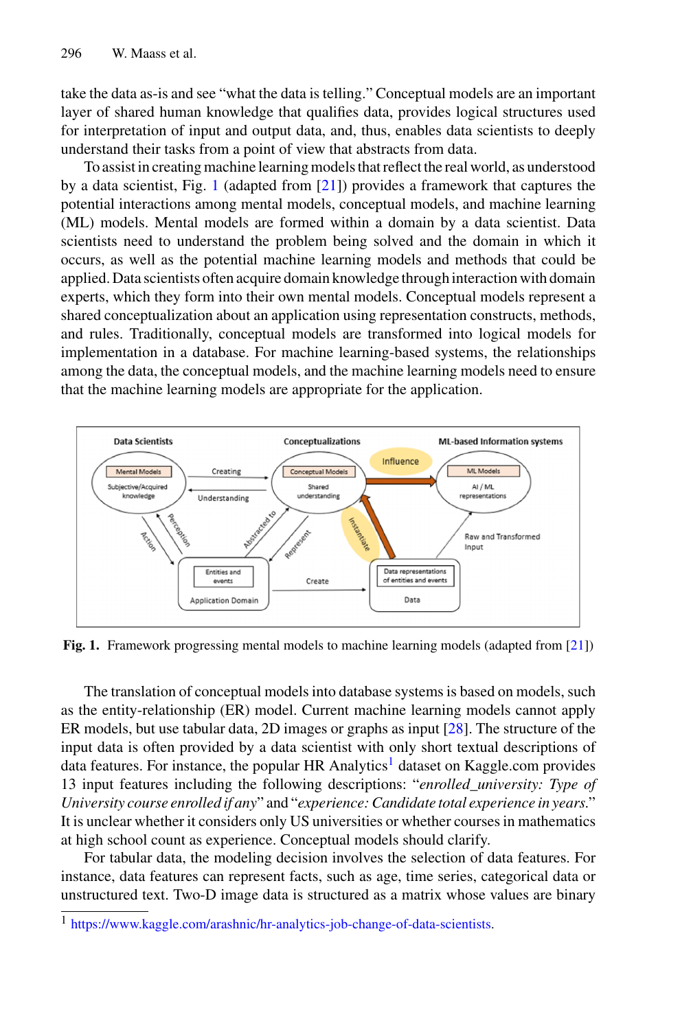take the data as-is and see "what the data is telling." Conceptual models are an important layer of shared human knowledge that qualifies data, provides logical structures used for interpretation of input and output data, and, thus, enables data scientists to deeply understand their tasks from a point of view that abstracts from data.

To assist in creating machine learning models that reflect the real world, as understood by a data scientist, Fig. 1 (adapted from [21]) provides a framework that captures the potential interactions among mental models, conceptual models, and machine learning (ML) models. Mental models are formed within a domain by a data scientist. Data scientists need to understand the problem being solved and the domain in which it occurs, as well as the potential machine learning models and methods that could be applied. Data scientists often acquire domain knowledge through interaction with domain experts, which they form into their own mental models. Conceptual models represent a shared conceptualization about an application using representation constructs, methods, and rules. Traditionally, conceptual models are transformed into logical models for implementation in a database. For machine learning-based systems, the relationships among the data, the conceptual models, and the machine learning models need to ensure that the machine learning models are appropriate for the application.

**Fig. 1.** Framework progressing mental models to machine learning models (adapted from [21])

The translation of conceptual models into database systems is based on models, such as the entity-relationship (ER) model. Current machine learning models cannot apply ER models, but use tabular data, 2D images or graphs as input [28]. The structure of the input data is often provided by a data scientist with only short textual descriptions of data features. For instance, the popular HR Analytics[1] dataset on Kaggle.com provides 13 input features including the following descriptions: "*enrolled_university: Type of University course enrolled if any*" and "*experience: Candidate total experience in years.*" It is unclear whether it considers only US universities or whether courses in mathematics at high school count as experience. Conceptual models should clarify.

For tabular data, the modeling decision involves the selection of data features. For instance, data features can represent facts, such as age, time series, categorical data or unstructured text. Two-D image data is structured as a matrix whose values are binary

[1] https://www.kaggle.com/arashnic/hr-analytics-job-change-of-data-scientists.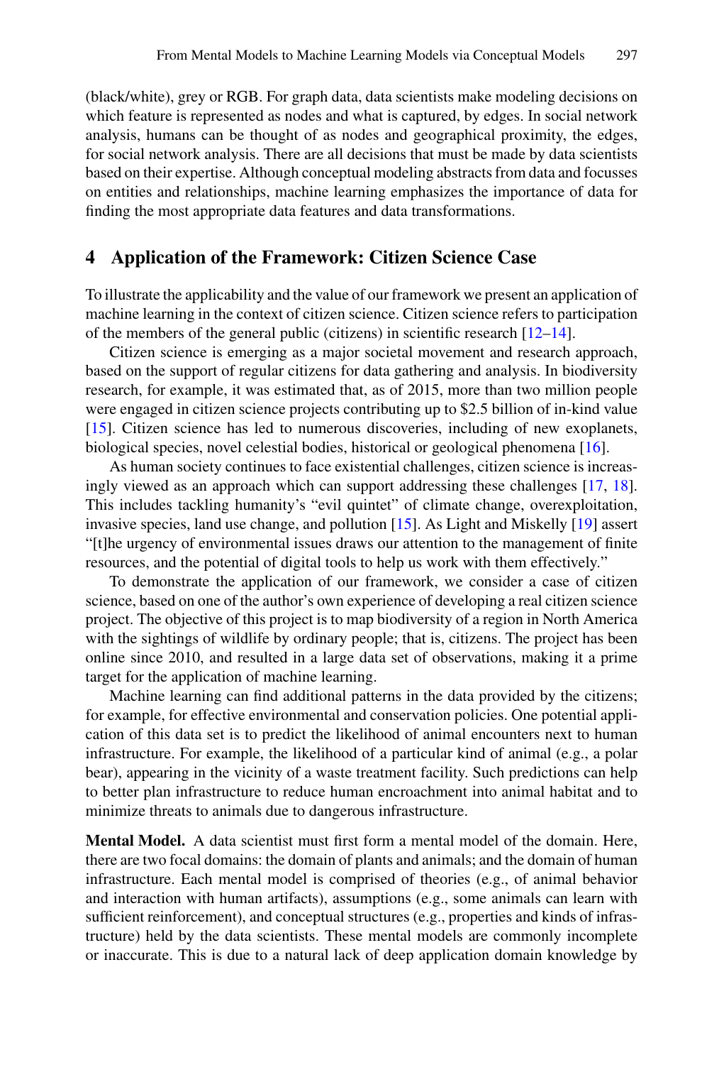(black/white), grey or RGB. For graph data, data scientists make modeling decisions on which feature is represented as nodes and what is captured, by edges. In social network analysis, humans can be thought of as nodes and geographical proximity, the edges, for social network analysis. There are all decisions that must be made by data scientists based on their expertise. Although conceptual modeling abstracts from data and focusses on entities and relationships, machine learning emphasizes the importance of data for finding the most appropriate data features and data transformations.

## 4 Application of the Framework: Citizen Science Case

To illustrate the applicability and the value of our framework we present an application of machine learning in the context of citizen science. Citizen science refers to participation of the members of the general public (citizens) in scientific research [12–14].

Citizen science is emerging as a major societal movement and research approach, based on the support of regular citizens for data gathering and analysis. In biodiversity research, for example, it was estimated that, as of 2015, more than two million people were engaged in citizen science projects contributing up to $2.5 billion of in-kind value [15]. Citizen science has led to numerous discoveries, including of new exoplanets, biological species, novel celestial bodies, historical or geological phenomena [16].

As human society continues to face existential challenges, citizen science is increasingly viewed as an approach which can support addressing these challenges [17, 18]. This includes tackling humanity's "evil quintet" of climate change, overexploitation, invasive species, land use change, and pollution [15]. As Light and Miskelly [19] assert "[t]he urgency of environmental issues draws our attention to the management of finite resources, and the potential of digital tools to help us work with them effectively."

To demonstrate the application of our framework, we consider a case of citizen science, based on one of the author's own experience of developing a real citizen science project. The objective of this project is to map biodiversity of a region in North America with the sightings of wildlife by ordinary people; that is, citizens. The project has been online since 2010, and resulted in a large data set of observations, making it a prime target for the application of machine learning.

Machine learning can find additional patterns in the data provided by the citizens; for example, for effective environmental and conservation policies. One potential application of this data set is to predict the likelihood of animal encounters next to human infrastructure. For example, the likelihood of a particular kind of animal (e.g., a polar bear), appearing in the vicinity of a waste treatment facility. Such predictions can help to better plan infrastructure to reduce human encroachment into animal habitat and to minimize threats to animals due to dangerous infrastructure.

**Mental Model.** A data scientist must first form a mental model of the domain. Here, there are two focal domains: the domain of plants and animals; and the domain of human infrastructure. Each mental model is comprised of theories (e.g., of animal behavior and interaction with human artifacts), assumptions (e.g., some animals can learn with sufficient reinforcement), and conceptual structures (e.g., properties and kinds of infrastructure) held by the data scientists. These mental models are commonly incomplete or inaccurate. This is due to a natural lack of deep application domain knowledge by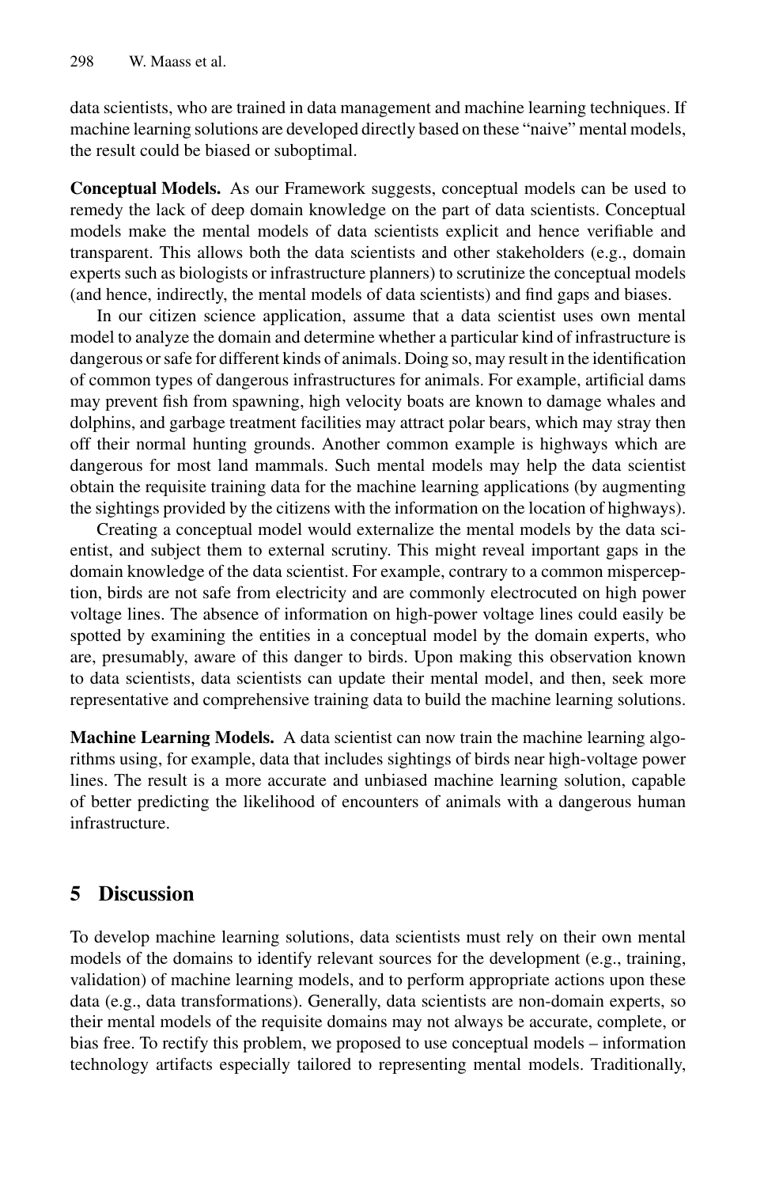data scientists, who are trained in data management and machine learning techniques. If machine learning solutions are developed directly based on these "naive" mental models, the result could be biased or suboptimal.

**Conceptual Models.** As our Framework suggests, conceptual models can be used to remedy the lack of deep domain knowledge on the part of data scientists. Conceptual models make the mental models of data scientists explicit and hence verifiable and transparent. This allows both the data scientists and other stakeholders (e.g., domain experts such as biologists or infrastructure planners) to scrutinize the conceptual models (and hence, indirectly, the mental models of data scientists) and find gaps and biases.

In our citizen science application, assume that a data scientist uses own mental model to analyze the domain and determine whether a particular kind of infrastructure is dangerous or safe for different kinds of animals. Doing so, may result in the identification of common types of dangerous infrastructures for animals. For example, artificial dams may prevent fish from spawning, high velocity boats are known to damage whales and dolphins, and garbage treatment facilities may attract polar bears, which may stray then off their normal hunting grounds. Another common example is highways which are dangerous for most land mammals. Such mental models may help the data scientist obtain the requisite training data for the machine learning applications (by augmenting the sightings provided by the citizens with the information on the location of highways).

Creating a conceptual model would externalize the mental models by the data scientist, and subject them to external scrutiny. This might reveal important gaps in the domain knowledge of the data scientist. For example, contrary to a common misperception, birds are not safe from electricity and are commonly electrocuted on high power voltage lines. The absence of information on high-power voltage lines could easily be spotted by examining the entities in a conceptual model by the domain experts, who are, presumably, aware of this danger to birds. Upon making this observation known to data scientists, data scientists can update their mental model, and then, seek more representative and comprehensive training data to build the machine learning solutions.

**Machine Learning Models.** A data scientist can now train the machine learning algorithms using, for example, data that includes sightings of birds near high-voltage power lines. The result is a more accurate and unbiased machine learning solution, capable of better predicting the likelihood of encounters of animals with a dangerous human infrastructure.

## 5 Discussion

To develop machine learning solutions, data scientists must rely on their own mental models of the domains to identify relevant sources for the development (e.g., training, validation) of machine learning models, and to perform appropriate actions upon these data (e.g., data transformations). Generally, data scientists are non-domain experts, so their mental models of the requisite domains may not always be accurate, complete, or bias free. To rectify this problem, we proposed to use conceptual models – information technology artifacts especially tailored to representing mental models. Traditionally,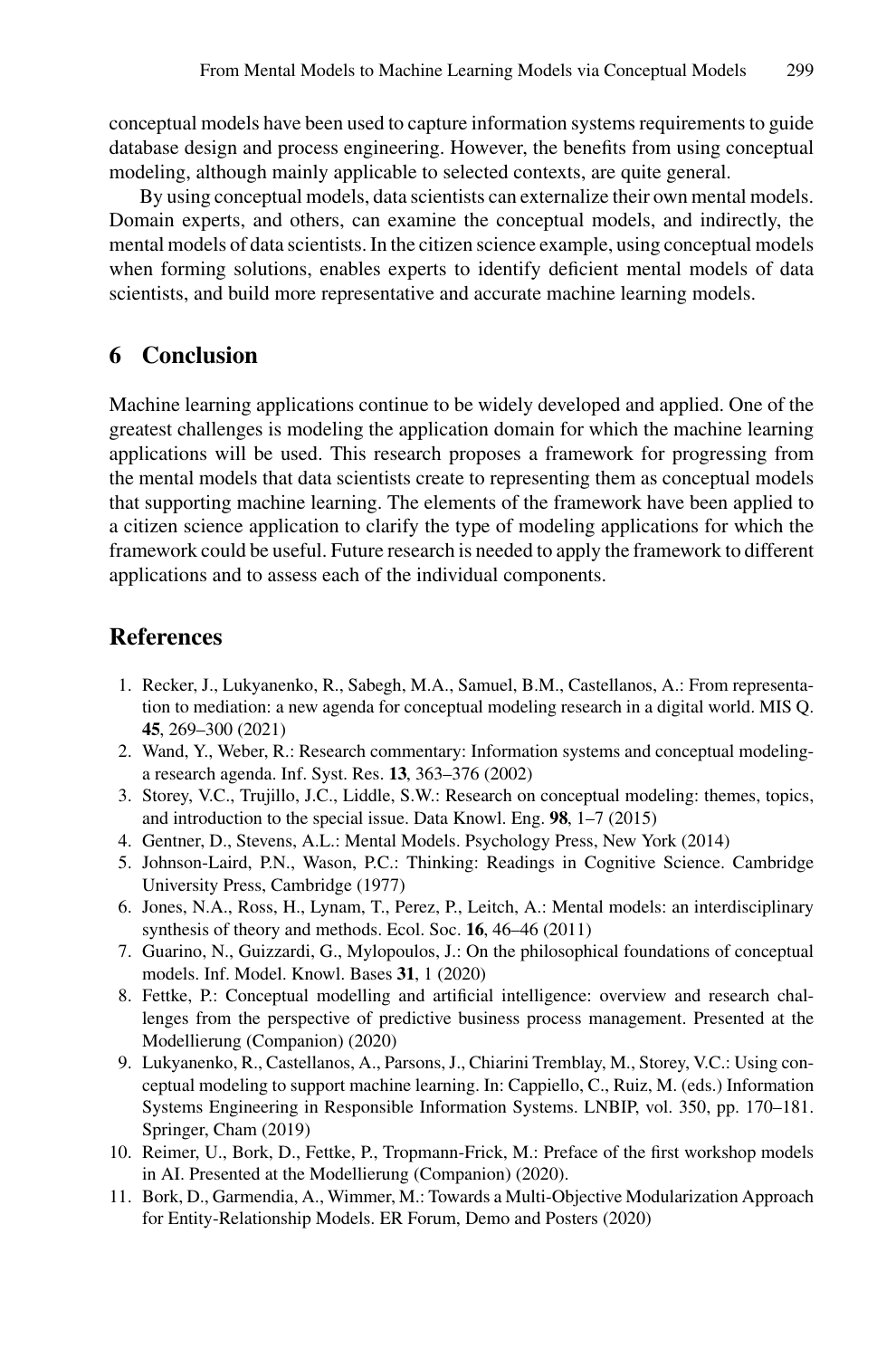conceptual models have been used to capture information systems requirements to guide database design and process engineering. However, the benefits from using conceptual modeling, although mainly applicable to selected contexts, are quite general.

By using conceptual models, data scientists can externalize their own mental models. Domain experts, and others, can examine the conceptual models, and indirectly, the mental models of data scientists. In the citizen science example, using conceptual models when forming solutions, enables experts to identify deficient mental models of data scientists, and build more representative and accurate machine learning models.

## 6 Conclusion

Machine learning applications continue to be widely developed and applied. One of the greatest challenges is modeling the application domain for which the machine learning applications will be used. This research proposes a framework for progressing from the mental models that data scientists create to representing them as conceptual models that supporting machine learning. The elements of the framework have been applied to a citizen science application to clarify the type of modeling applications for which the framework could be useful. Future research is needed to apply the framework to different applications and to assess each of the individual components.

## References

1. Recker, J., Lukyanenko, R., Sabegh, M.A., Samuel, B.M., Castellanos, A.: From representation to mediation: a new agenda for conceptual modeling research in a digital world. MIS Q. **45**, 269–300 (2021)
2. Wand, Y., Weber, R.: Research commentary: Information systems and conceptual modeling-a research agenda. Inf. Syst. Res. **13**, 363–376 (2002)
3. Storey, V.C., Trujillo, J.C., Liddle, S.W.: Research on conceptual modeling: themes, topics, and introduction to the special issue. Data Knowl. Eng. **98**, 1–7 (2015)
4. Gentner, D., Stevens, A.L.: Mental Models. Psychology Press, New York (2014)
5. Johnson-Laird, P.N., Wason, P.C.: Thinking: Readings in Cognitive Science. Cambridge University Press, Cambridge (1977)
6. Jones, N.A., Ross, H., Lynam, T., Perez, P., Leitch, A.: Mental models: an interdisciplinary synthesis of theory and methods. Ecol. Soc. **16**, 46–46 (2011)
7. Guarino, N., Guizzardi, G., Mylopoulos, J.: On the philosophical foundations of conceptual models. Inf. Model. Knowl. Bases **31**, 1 (2020)
8. Fettke, P.: Conceptual modelling and artificial intelligence: overview and research challenges from the perspective of predictive business process management. Presented at the Modellierung (Companion) (2020)
9. Lukyanenko, R., Castellanos, A., Parsons, J., Chiarini Tremblay, M., Storey, V.C.: Using conceptual modeling to support machine learning. In: Cappiello, C., Ruiz, M. (eds.) Information Systems Engineering in Responsible Information Systems. LNBIP, vol. 350, pp. 170–181. Springer, Cham (2019)
10. Reimer, U., Bork, D., Fettke, P., Tropmann-Frick, M.: Preface of the first workshop models in AI. Presented at the Modellierung (Companion) (2020).
11. Bork, D., Garmendia, A., Wimmer, M.: Towards a Multi-Objective Modularization Approach for Entity-Relationship Models. ER Forum, Demo and Posters (2020)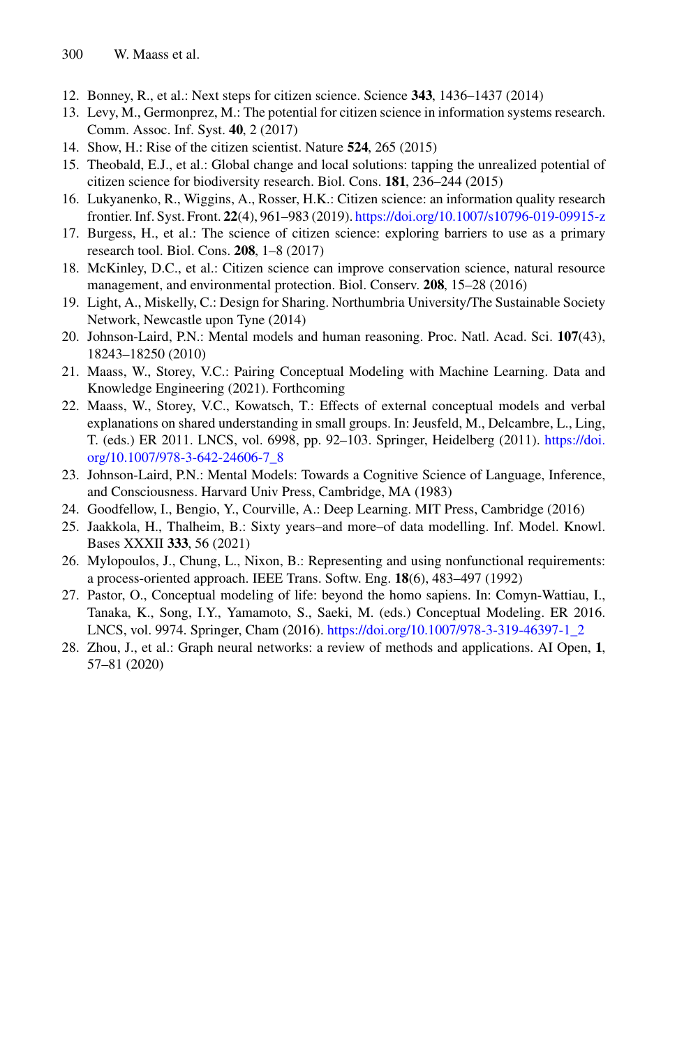12. Bonney, R., et al.: Next steps for citizen science. Science **343**, 1436–1437 (2014)
13. Levy, M., Germonprez, M.: The potential for citizen science in information systems research. Comm. Assoc. Inf. Syst. **40**, 2 (2017)
14. Show, H.: Rise of the citizen scientist. Nature **524**, 265 (2015)
15. Theobald, E.J., et al.: Global change and local solutions: tapping the unrealized potential of citizen science for biodiversity research. Biol. Cons. **181**, 236–244 (2015)
16. Lukyanenko, R., Wiggins, A., Rosser, H.K.: Citizen science: an information quality research frontier. Inf. Syst. Front. **22**(4), 961–983 (2019). https://doi.org/10.1007/s10796-019-09915-z
17. Burgess, H., et al.: The science of citizen science: exploring barriers to use as a primary research tool. Biol. Cons. **208**, 1–8 (2017)
18. McKinley, D.C., et al.: Citizen science can improve conservation science, natural resource management, and environmental protection. Biol. Conserv. **208**, 15–28 (2016)
19. Light, A., Miskelly, C.: Design for Sharing. Northumbria University/The Sustainable Society Network, Newcastle upon Tyne (2014)
20. Johnson-Laird, P.N.: Mental models and human reasoning. Proc. Natl. Acad. Sci. **107**(43), 18243–18250 (2010)
21. Maass, W., Storey, V.C.: Pairing Conceptual Modeling with Machine Learning. Data and Knowledge Engineering (2021). Forthcoming
22. Maass, W., Storey, V.C., Kowatsch, T.: Effects of external conceptual models and verbal explanations on shared understanding in small groups. In: Jeusfeld, M., Delcambre, L., Ling, T. (eds.) ER 2011. LNCS, vol. 6998, pp. 92–103. Springer, Heidelberg (2011). https://doi.org/10.1007/978-3-642-24606-7_8
23. Johnson-Laird, P.N.: Mental Models: Towards a Cognitive Science of Language, Inference, and Consciousness. Harvard Univ Press, Cambridge, MA (1983)
24. Goodfellow, I., Bengio, Y., Courville, A.: Deep Learning. MIT Press, Cambridge (2016)
25. Jaakkola, H., Thalheim, B.: Sixty years–and more–of data modelling. Inf. Model. Knowl. Bases XXXII **333**, 56 (2021)
26. Mylopoulos, J., Chung, L., Nixon, B.: Representing and using nonfunctional requirements: a process-oriented approach. IEEE Trans. Softw. Eng. **18**(6), 483–497 (1992)
27. Pastor, O., Conceptual modeling of life: beyond the homo sapiens. In: Comyn-Wattiau, I., Tanaka, K., Song, I.Y., Yamamoto, S., Saeki, M. (eds.) Conceptual Modeling. ER 2016. LNCS, vol. 9974. Springer, Cham (2016). https://doi.org/10.1007/978-3-319-46397-1_2
28. Zhou, J., et al.: Graph neural networks: a review of methods and applications. AI Open, **1**, 57–81 (2020)